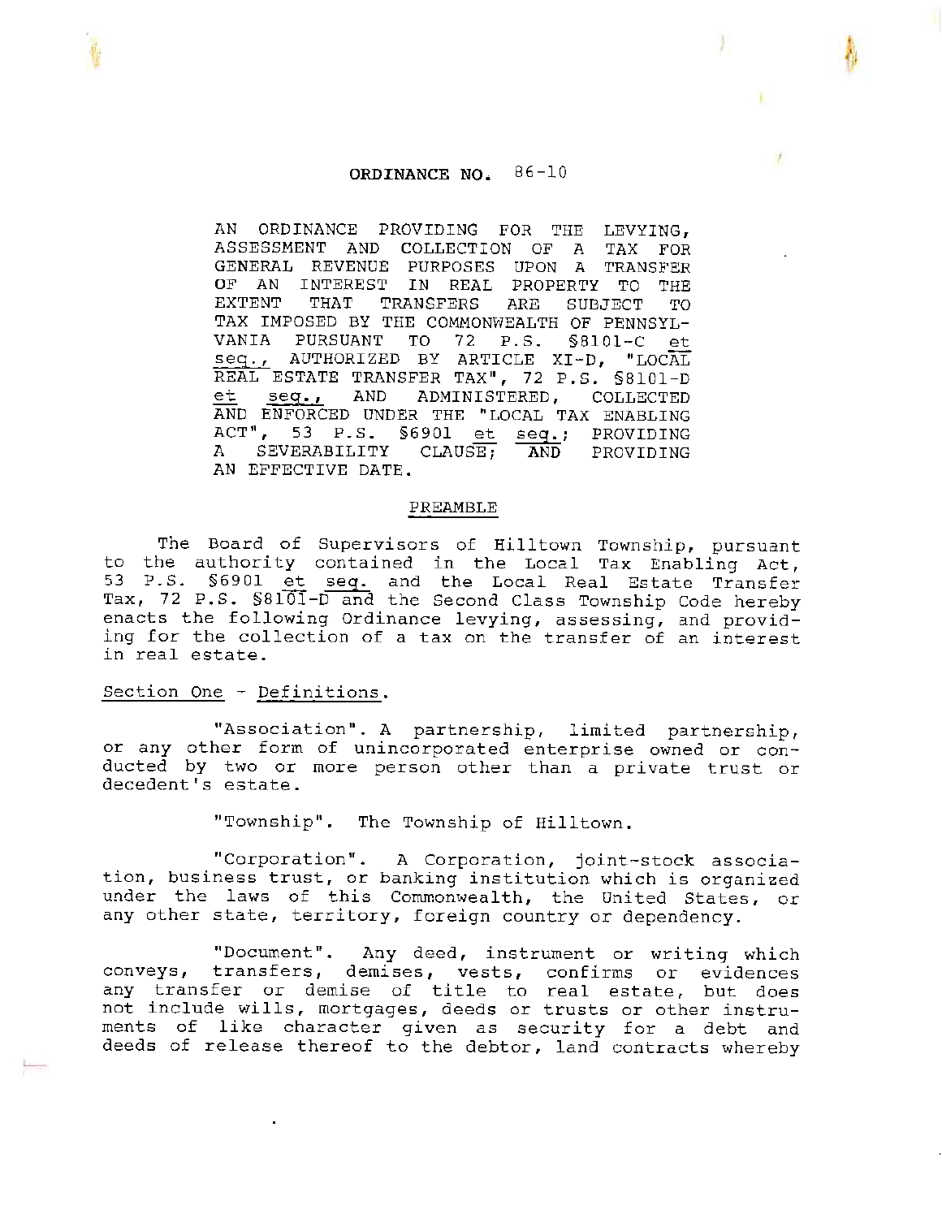# ORDINANCE NO. 86-10

AN ORDINANCE PROVIDING FOR THE LEVYING, ASSESSMENT AND COLLECTION OF A TAX FOR GENERAL REVENUE PURPOSES UPON A TRANSFER OF AN INTEREST IN REAL PROPERTY TO THE EXTENT THAT TRANSFERS ARE SUBJECT TO TAX IMPOSED BY THE COMMONWEALTH OF PENNSYLVANIA PURSUANT TO 72 P.S. §8101-C *et seq.*, AUTHORIZED BY ARTICLE XI-D, "LOCAL REAL ESTATE TRANSFER TAX", 72 P.S. §8101-D *et seq.*, AND ADMINISTERED, COLLECTED AND ENFORCED UNDER THE "LOCAL TAX ENABLING ACT", 53 P.S. §6901 *et seq.*; PROVIDING A SEVERABILITY CLAUSE; AND PROVIDING AN EFFECTIVE DATE.

## PREAMBLE

The Board of Supervisors of Hilltown Township, pursuant to the authority contained in the Local Tax Enabling Act, 53 P.S. §6901 *et seq.* and the Local Real Estate Transfer Tax, 72 P.S. §8101-D and the Second Class Township Code hereby enacts the following Ordinance levying, assessing, and providing for the collection of a tax on the transfer of an interest in real estate.

## Section One - Definitions.

"Association". A partnership, limited partnership, or any other form of unincorporated enterprise owned or conducted by two or more person other than a private trust or decedent's estate.

"Township". The Township of Hilltown.

"Corporation". A Corporation, joint-stock association, business trust, or banking institution which is organized under the laws of this Commonwealth, the United States, or any other state, territory, foreign country or dependency.

"Document". Any deed, instrument or writing which conveys, transfers, demises, vests, confirms or evidences any transfer or demise of title to real estate, but does not include wills, mortgages, deeds or trusts or other instruments of like character given as security for a debt and deeds of release thereof to the debtor, land contracts whereby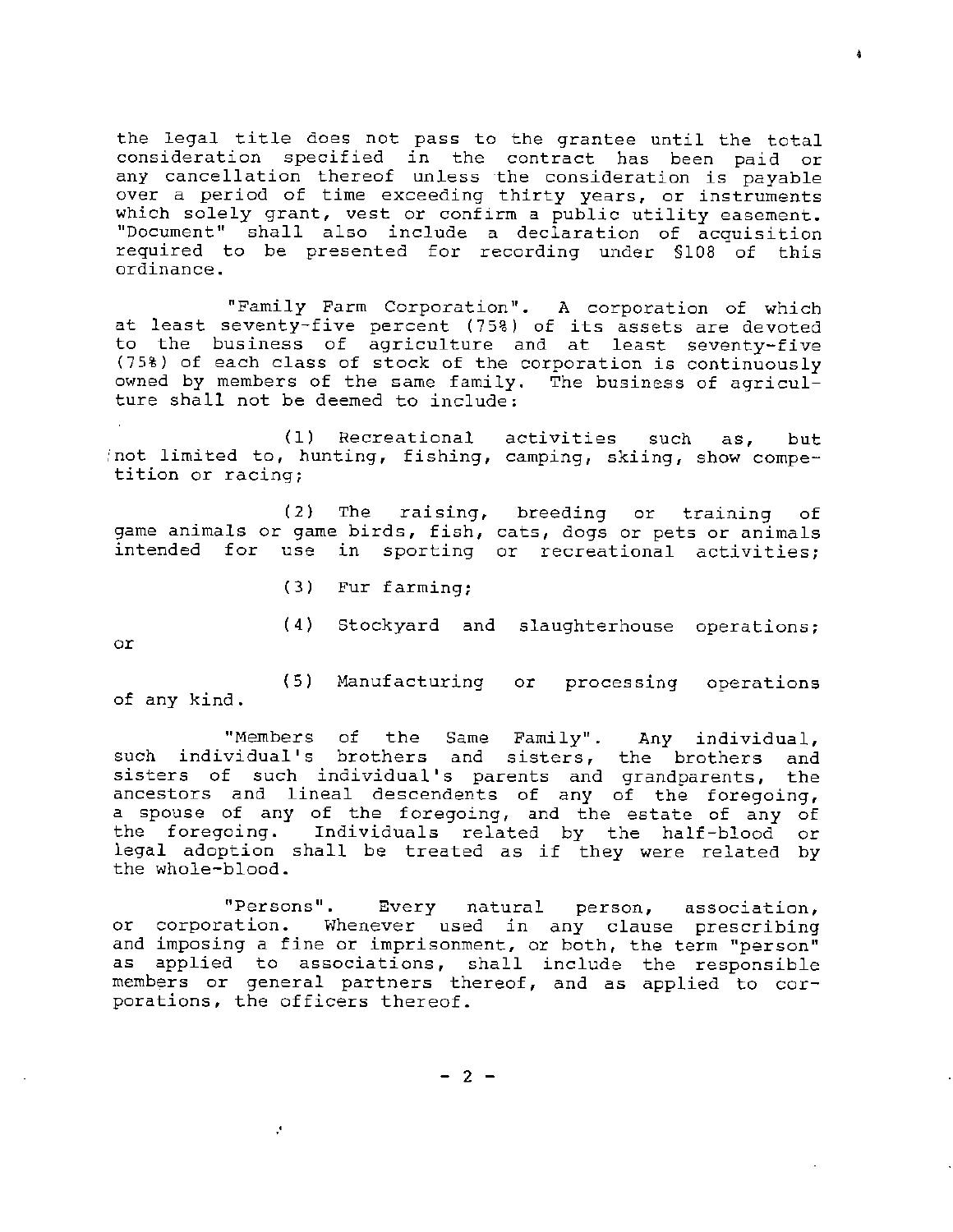the legal title does not pass to the grantee until the total consideration specified in the contract has been paid or any cancellation thereof unless the consideration is payable over a period of time exceeding thirty years, or instruments which solely grant, vest or confirm a public utility easement. "Document" shall also include a declaration of acquisition required to be presented for recording under §108 of this ordinance.

"Family Farm Corporation". A corporation of which at least seventy-five percent (75%) of its assets are devoted to the business of agriculture and at least seventy-five (75%) of each class of stock of the corporation is continuously owned by members of the same family. The business of agriculture shall not be deemed to include:

(1) Recreational activities such as, but not limited to, hunting, fishing, camping, skiing, show competition or racing;

(2) The raising, breeding or training of game animals or game birds, fish, cats, dogs or pets or animals intended for use in sporting or recreational activities;

(3) Fur farming;

(4) Stockyard and slaughterhouse operations; or

(5) Manufacturing or processing operations of any kind.

"Members of the Same Family". Any individual, such individual's brothers and sisters, the brothers and sisters of such individual's parents and grandparents, the ancestors and lineal descendents of any of the foregoing, a spouse of any of the foregoing, and the estate of any of the foregoing. Individuals related by the half-blood or legal adoption shall be treated as if they were related by the whole-blood.

"Persons". Every natural person, association, or corporation. Whenever used in any clause prescribing and imposing a fine or imprisonment, or both, the term "person" as applied to associations, shall include the responsible members or general partners thereof, and as applied to corporations, the officers thereof.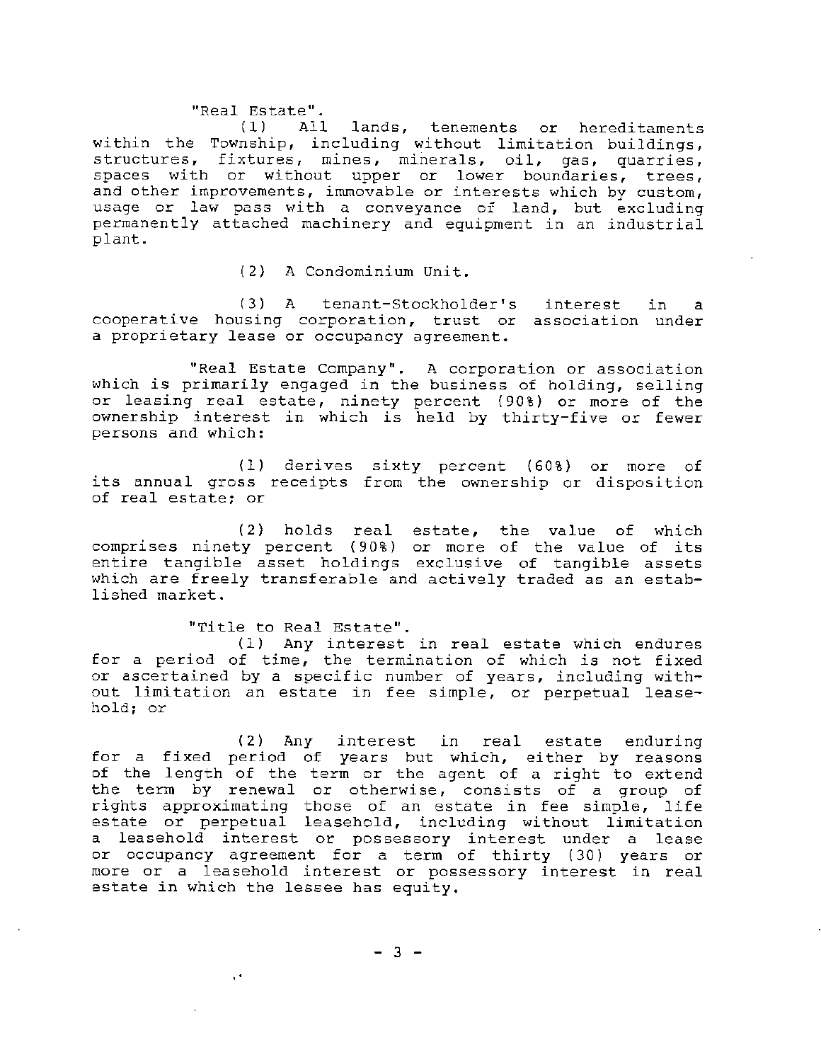"Real Estate".

(1) All lands, tenements or hereditaments within the Township, including without limitation buildings, structures, fixtures, mines, minerals, oil, gas, quarries, spaces with or without upper or lower boundaries, trees, and other improvements, immovable or interests which by custom, usage or law pass with a conveyance of land, but excluding permanently attached machinery and equipment in an industrial plant.

(2) A Condominium Unit.

(3) A tenant-Stockholder's interest in a cooperative housing corporation, trust or association under a proprietary lease or occupancy agreement.

"Real Estate Company". A corporation or association which is primarily engaged in the business of holding, selling or leasing real estate, ninety percent (90%) or more of the ownership interest in which is held by thirty-five or fewer persons and which:

(1) derives sixty percent (60%) or more of its annual gross receipts from the ownership or disposition of real estate; or

(2) holds real estate, the value of which comprises ninety percent (90%) or more of the value of its entire tangible asset holdings exclusive of tangible assets which are freely transferable and actively traded as an established market.

"Title to Real Estate".

(1) Any interest in real estate which endures for a period of time, the termination of which is not fixed or ascertained by a specific number of years, including without limitation an estate in fee simple, or perpetual leasehold; or

(2) Any interest in real estate enduring for a fixed period of years but which, either by reasons of the length of the term or the agent of a right to extend the term by renewal or otherwise, consists of a group of rights approximating those of an estate in fee simple, life estate or perpetual leasehold, including without limitation a leasehold interest or possessory interest under a lease or occupancy agreement for a term of thirty (30) years or more or a leasehold interest or possessory interest in real estate in which the lessee has equity.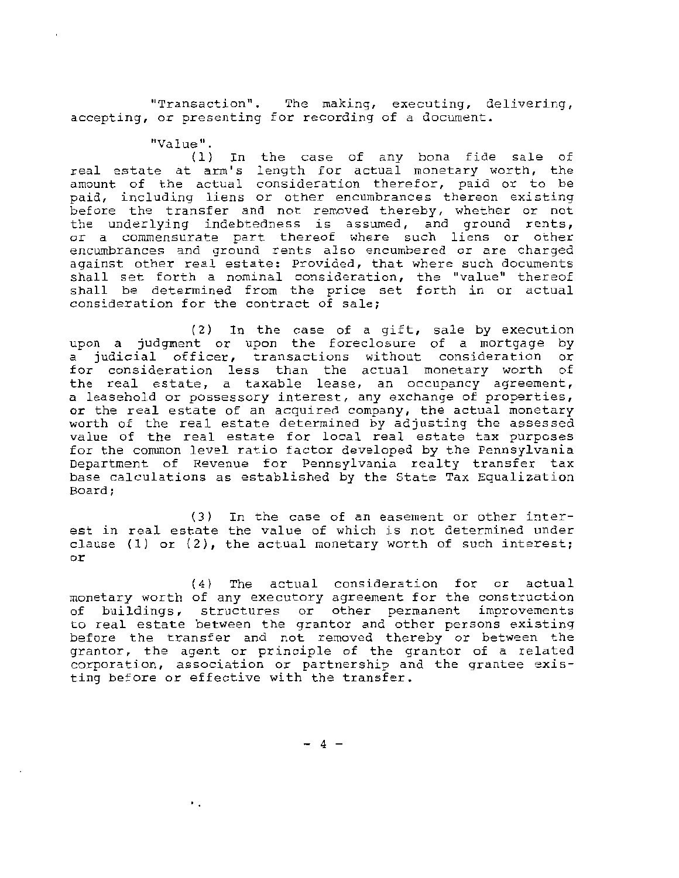"Transaction". The making, executing, delivering, accepting, or presenting for recording of a document.

"Value".

(1) In the case of any bona fide sale of real estate at arm's length for actual monetary worth, the amount of the actual consideration therefor, paid or to be paid, including liens or other encumbrances thereon existing before the transfer and not removed thereby, whether or not the underlying indebtedness is assumed, and ground rents, or a commensurate part thereof where such liens or other encumbrances and ground rents also encumbered or are charged against other real estate: Provided, that where such documents shall set forth a nominal consideration, the "value" thereof shall be determined from the price set forth in or actual consideration for the contract of sale;

(2) In the case of a gift, sale by execution upon a judgment or upon the foreclosure of a mortgage by a judicial officer, transactions without consideration or for consideration less than the actual monetary worth of the real estate, a taxable lease, an occupancy agreement, a leasehold or possessory interest, any exchange of properties, or the real estate of an acquired company, the actual monetary worth of the real estate determined by adjusting the assessed value of the real estate for local real estate tax purposes for the common level ratio factor developed by the Pennsylvania Department of Revenue for Pennsylvania realty transfer tax base calculations as established by the State Tax Equalization Board;

(3) In the case of an easement or other interest in real estate the value of which is not determined under clause (1) or (2), the actual monetary worth of such interest; or

(4) The actual consideration for or actual monetary worth of any executory agreement for the construction of buildings, structures or other permanent improvements to real estate between the grantor and other persons existing before the transfer and not removed thereby or between the grantor, the agent or principle of the grantor of a related corporation, association or partnership and the grantee existing before or effective with the transfer.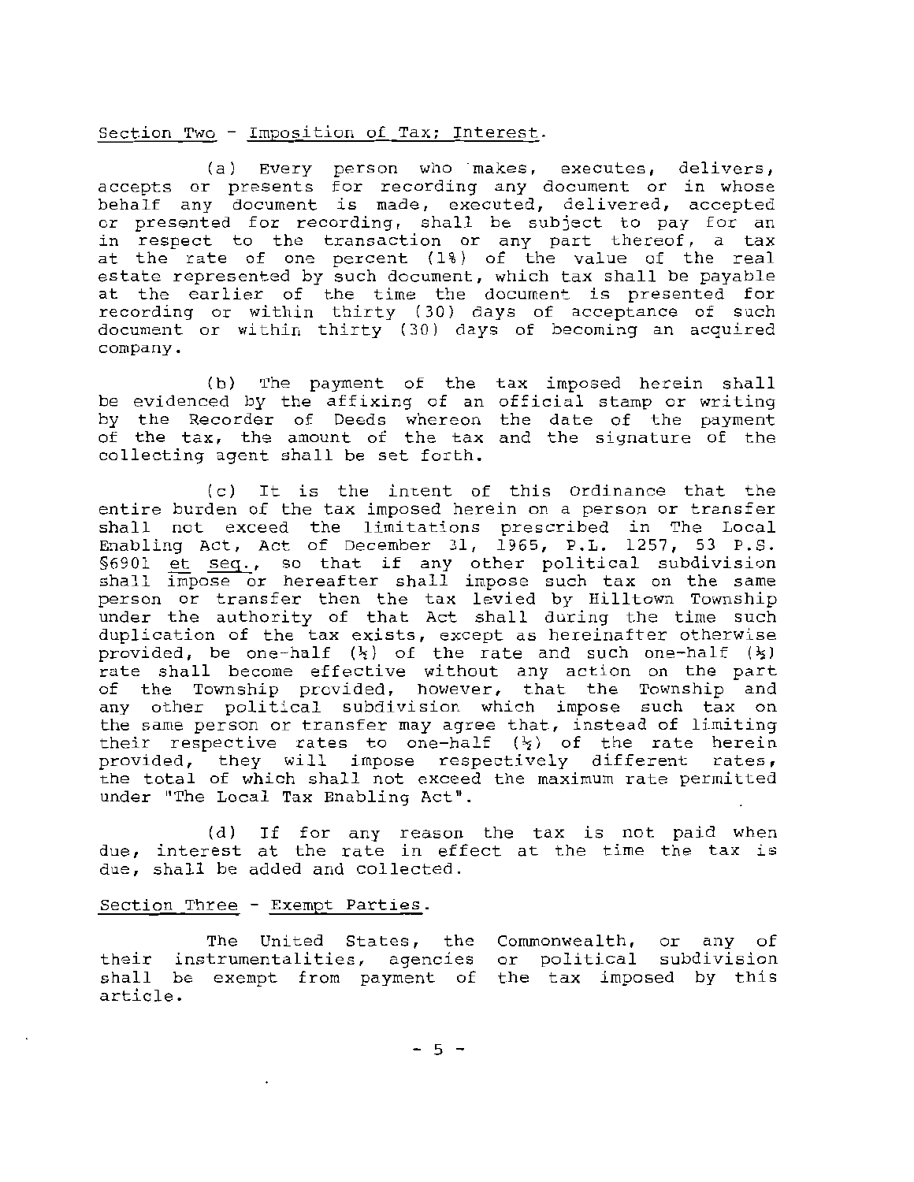Section Two - Imposition of Tax; Interest.

(a) Every person who makes, executes, delivers, accepts or presents for recording any document or in whose behalf any document is made, executed, delivered, accepted or presented for recording, shall be subject to pay for an in respect to the transaction or any part thereof, a tax at the rate of one percent (1%) of the value of the real estate represented by such document, which tax shall be payable at the earlier of the time the document is presented for recording or within thirty (30) days of acceptance of such document or within thirty (30) days of becoming an acquired company.

(b) The payment of the tax imposed herein shall be evidenced by the affixing of an official stamp or writing by the Recorder of Deeds whereon the date of the payment of the tax, the amount of the tax and the signature of the collecting agent shall be set forth.

(c) It is the intent of this Ordinance that the entire burden of the tax imposed herein on a person or transfer shall not exceed the limitations prescribed in The Local Enabling Act, Act of December 31, 1965, P.L. 1257, 53 P.S. §6901 et seq., so that if any other political subdivision shall impose or hereafter shall impose such tax on the same person or transfer then the tax levied by Hilltown Township under the authority of that Act shall during the time such duplication of the tax exists, except as hereinafter otherwise provided, be one-half (½) of the rate and such one-half (½) rate shall become effective without any action on the part of the Township provided, however, that the Township and any other political subdivision which impose such tax on the same person or transfer may agree that, instead of limiting their respective rates to one-half (½) of the rate herein provided, they will impose respectively different rates, the total of which shall not exceed the maximum rate permitted under "The Local Tax Enabling Act".

(d) If for any reason the tax is not paid when due, interest at the rate in effect at the time the tax is due, shall be added and collected.

Section Three - Exempt Parties.

The United States, the Commonwealth, or any of their instrumentalities, agencies or political subdivision shall be exempt from payment of the tax imposed by this article.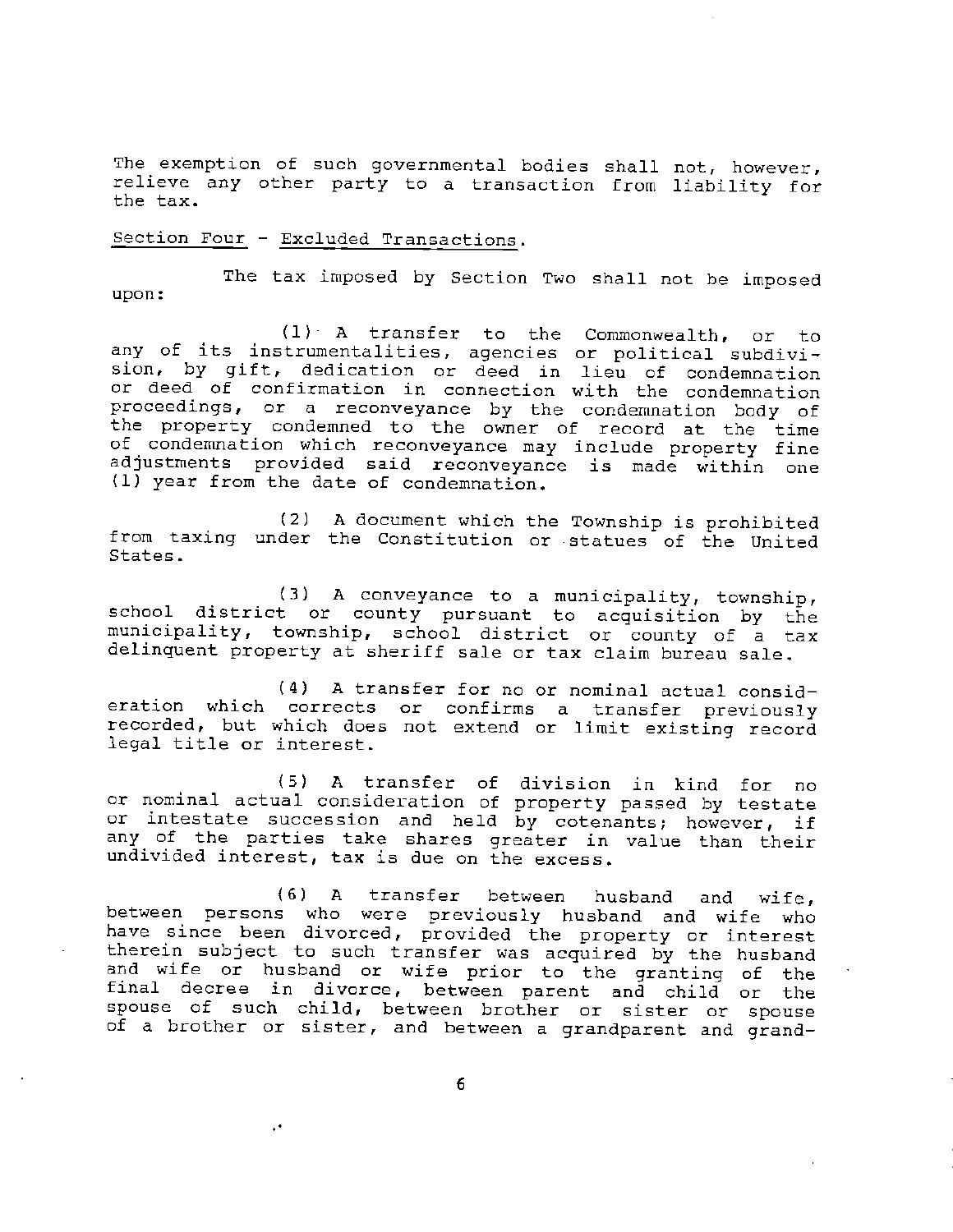The exemption of such governmental bodies shall not, however, relieve any other party to a transaction from liability for the tax.

Section Four - Excluded Transactions.

The tax imposed by Section Two shall not be imposed upon:

(1) A transfer to the Commonwealth, or to any of its instrumentalities, agencies or political subdivision, by gift, dedication or deed in lieu of condemnation or deed of confirmation in connection with the condemnation proceedings, or a reconveyance by the condemnation body of the property condemned to the owner of record at the time of condemnation which reconveyance may include property fine adjustments provided said reconveyance is made within one (1) year from the date of condemnation.

(2) A document which the Township is prohibited from taxing under the Constitution or statues of the United States.

(3) A conveyance to a municipality, township, school district or county pursuant to acquisition by the municipality, township, school district or county of a tax delinquent property at sheriff sale or tax claim bureau sale.

(4) A transfer for no or nominal actual consideration which corrects or confirms a transfer previously recorded, but which does not extend or limit existing record legal title or interest.

(5) A transfer of division in kind for no or nominal actual consideration of property passed by testate or intestate succession and held by cotenants; however, if any of the parties take shares greater in value than their undivided interest, tax is due on the excess.

(6) A transfer between husband and wife, between persons who were previously husband and wife who have since been divorced, provided the property or interest therein subject to such transfer was acquired by the husband and wife or husband or wife prior to the granting of the final decree in divorce, between parent and child or the spouse of such child, between brother or sister or spouse of a brother or sister, and between a grandparent and grand-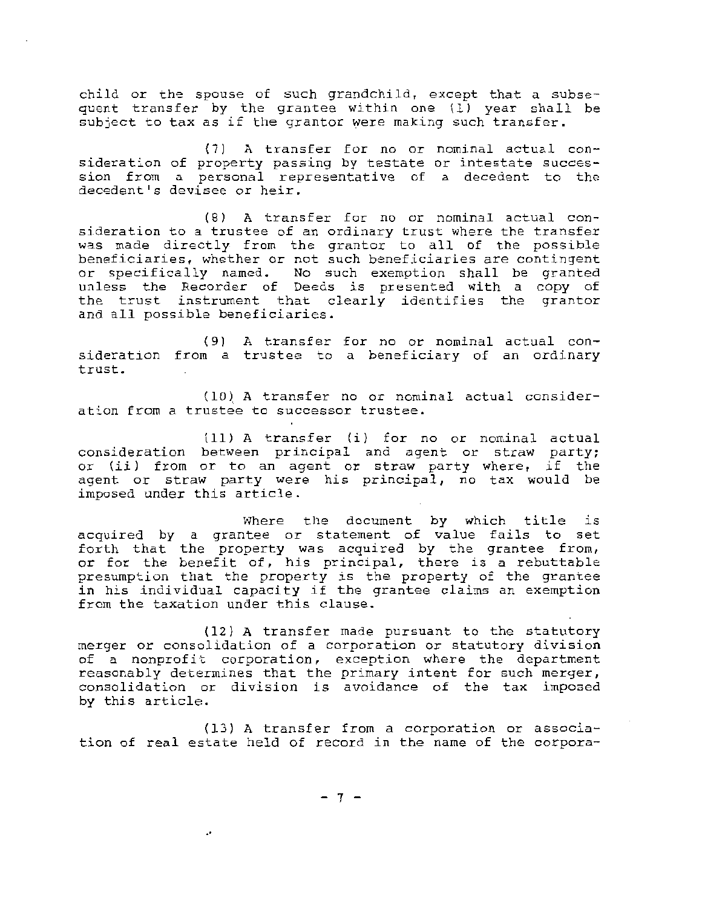child or the spouse of such grandchild, except that a subsequent transfer by the grantee within one (1) year shall be subject to tax as if the grantor were making such transfer.

(7) A transfer for no or nominal actual consideration of property passing by testate or intestate succession from a personal representative of a decedent to the decedent's devisee or heir.

(8) A transfer for no or nominal actual consideration to a trustee of an ordinary trust where the transfer was made directly from the grantor to all of the possible beneficiaries, whether or not such beneficiaries are contingent or specifically named. No such exemption shall be granted unless the Recorder of Deeds is presented with a copy of the trust instrument that clearly identifies the grantor and all possible beneficiaries.

(9) A transfer for no or nominal actual consideration from a trustee to a beneficiary of an ordinary trust.

(10) A transfer no or nominal actual consideration from a trustee to successor trustee.

(11) A transfer (i) for no or nominal actual consideration between principal and agent or straw party; or (ii) from or to an agent or straw party where, if the agent or straw party were his principal, no tax would be imposed under this article.

Where the document by which title is acquired by a grantee or statement of value fails to set forth that the property was acquired by the grantee from, or for the benefit of, his principal, there is a rebuttable presumption that the property is the property of the grantee in his individual capacity if the grantee claims an exemption from the taxation under this clause.

(12) A transfer made pursuant to the statutory merger or consolidation of a corporation or statutory division of a nonprofit corporation, exception where the department reasonably determines that the primary intent for such merger, consolidation or division is avoidance of the tax imposed by this article.

(13) A transfer from a corporation or association of real estate held of record in the name of the corpora-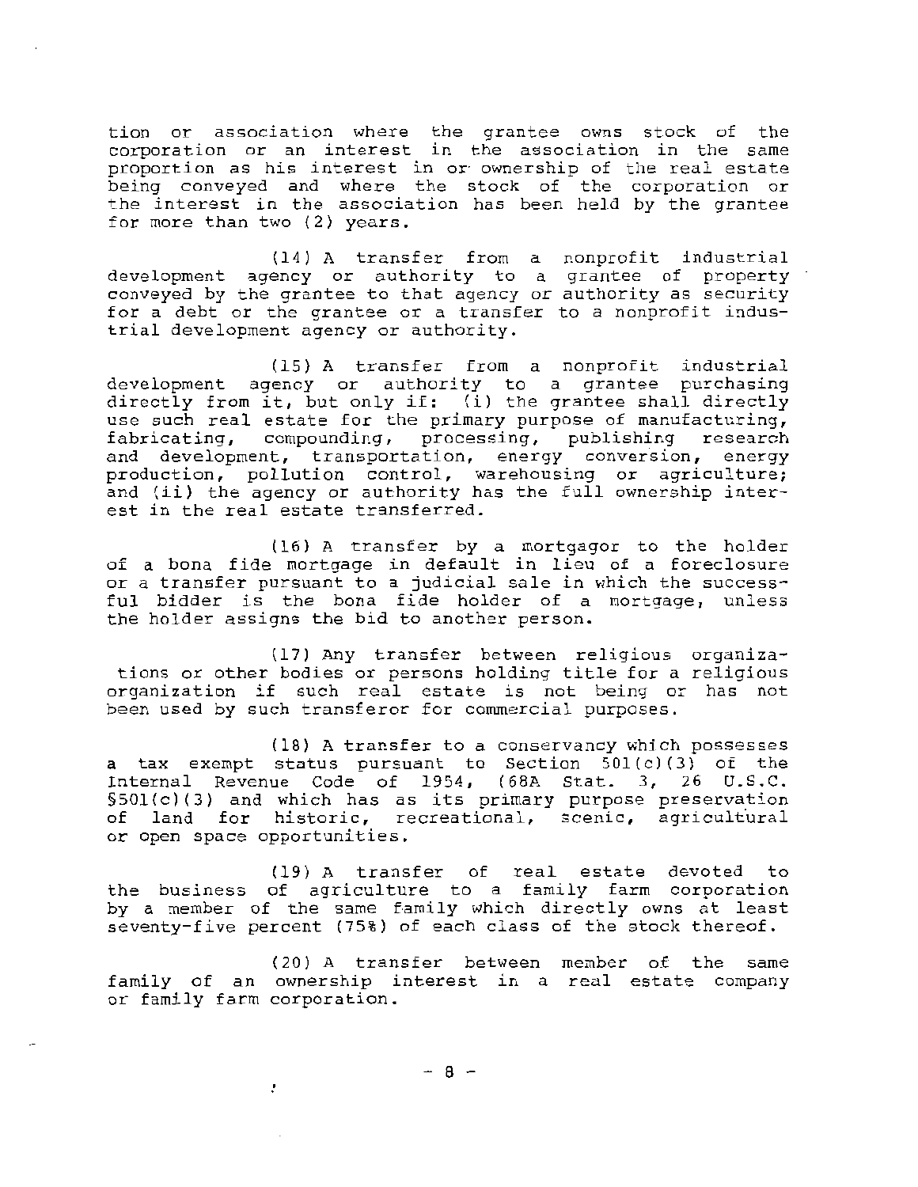tion or association where the grantee owns stock of the corporation or an interest in the association in the same proportion as his interest in or ownership of the real estate being conveyed and where the stock of the corporation or the interest in the association has been held by the grantee for more than two (2) years.

(14) A transfer from a nonprofit industrial development agency or authority to a grantee of property conveyed by the grantee to that agency or authority as security for a debt or the grantee or a transfer to a nonprofit industrial development agency or authority.

(15) A transfer from a nonprofit industrial development agency or authority to a grantee purchasing directly from it, but only if: (i) the grantee shall directly use such real estate for the primary purpose of manufacturing, fabricating, compounding, processing, publishing research and development, transportation, energy conversion, energy production, pollution control, warehousing or agriculture; and (ii) the agency or authority has the full ownership interest in the real estate transferred.

(16) A transfer by a mortgagor to the holder of a bona fide mortgage in default in lieu of a foreclosure or a transfer pursuant to a judicial sale in which the successful bidder is the bona fide holder of a mortgage, unless the holder assigns the bid to another person.

(17) Any transfer between religious organizations or other bodies or persons holding title for a religious organization if such real estate is not being or has not been used by such transferor for commercial purposes.

(18) A transfer to a conservancy which possesses a tax exempt status pursuant to Section 501(c)(3) of the Internal Revenue Code of 1954, (68A Stat. 3, 26 U.S.C. §501(c)(3) and which has as its primary purpose preservation of land for historic, recreational, scenic, agricultural or open space opportunities.

(19) A transfer of real estate devoted to the business of agriculture to a family farm corporation by a member of the same family which directly owns at least seventy-five percent (75%) of each class of the stock thereof.

(20) A transfer between member of the same family of an ownership interest in a real estate company or family farm corporation.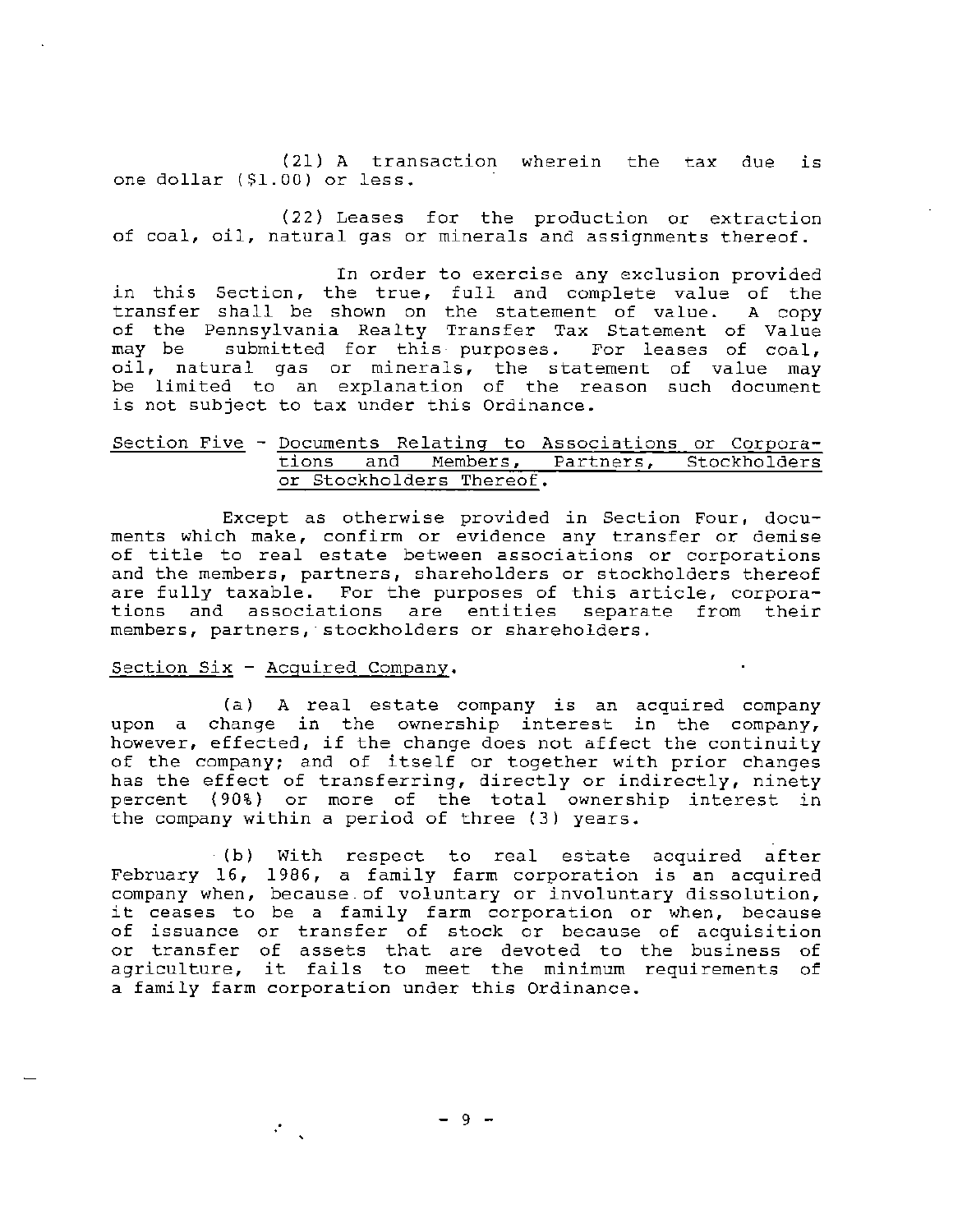(21) A transaction wherein the tax due is one dollar ($1.00) or less.

(22) Leases for the production or extraction of coal, oil, natural gas or minerals and assignments thereof.

In order to exercise any exclusion provided in this Section, the true, full and complete value of the transfer shall be shown on the statement of value. A copy of the Pennsylvania Realty Transfer Tax Statement of Value may be submitted for this purposes. For leases of coal, oil, natural gas or minerals, the statement of value may be limited to an explanation of the reason such document is not subject to tax under this Ordinance.

Section Five - Documents Relating to Associations or Corporations and Members, Partners, Stockholders or Stockholders Thereof.

Except as otherwise provided in Section Four, documents which make, confirm or evidence any transfer or demise of title to real estate between associations or corporations and the members, partners, shareholders or stockholders thereof are fully taxable. For the purposes of this article, corporations and associations are entities separate from their members, partners, stockholders or shareholders.

Section Six - Acquired Company.

(a) A real estate company is an acquired company upon a change in the ownership interest in the company, however, effected, if the change does not affect the continuity of the company; and of itself or together with prior changes has the effect of transferring, directly or indirectly, ninety percent (90%) or more of the total ownership interest in the company within a period of three (3) years.

(b) With respect to real estate acquired after February 16, 1986, a family farm corporation is an acquired company when, because of voluntary or involuntary dissolution, it ceases to be a family farm corporation or when, because of issuance or transfer of stock or because of acquisition or transfer of assets that are devoted to the business of agriculture, it fails to meet the minimum requirements of a family farm corporation under this Ordinance.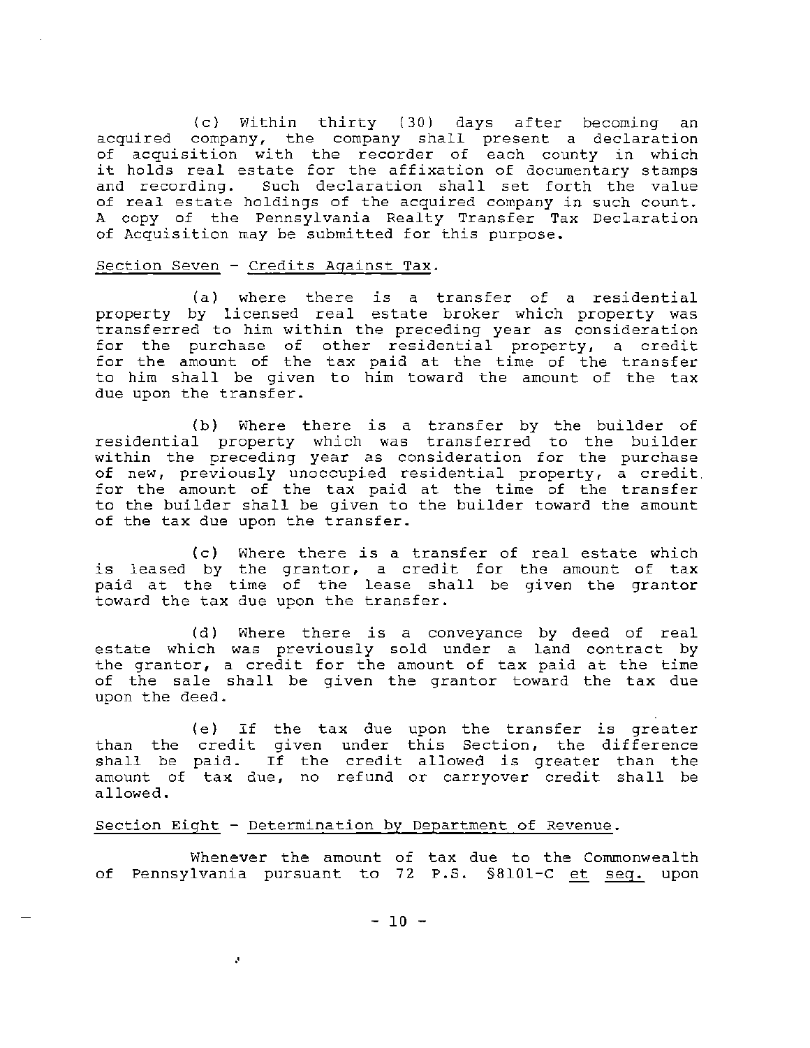(c) Within thirty (30) days after becoming an acquired company, the company shall present a declaration of acquisition with the recorder of each county in which it holds real estate for the affixation of documentary stamps and recording. Such declaration shall set forth the value of real estate holdings of the acquired company in such count. A copy of the Pennsylvania Realty Transfer Tax Declaration of Acquisition may be submitted for this purpose.

<u>Section Seven</u> - <u>Credits Against Tax</u>.

(a) where there is a transfer of a residential property by licensed real estate broker which property was transferred to him within the preceding year as consideration for the purchase of other residential property, a credit for the amount of the tax paid at the time of the transfer to him shall be given to him toward the amount of the tax due upon the transfer.

(b) Where there is a transfer by the builder of residential property which was transferred to the builder within the preceding year as consideration for the purchase of new, previously unoccupied residential property, a credit for the amount of the tax paid at the time of the transfer to the builder shall be given to the builder toward the amount of the tax due upon the transfer.

(c) Where there is a transfer of real estate which is leased by the grantor, a credit for the amount of tax paid at the time of the lease shall be given the grantor toward the tax due upon the transfer.

(d) Where there is a conveyance by deed of real estate which was previously sold under a land contract by the grantor, a credit for the amount of tax paid at the time of the sale shall be given the grantor toward the tax due upon the deed.

(e) If the tax due upon the transfer is greater than the credit given under this Section, the difference shall be paid. If the credit allowed is greater than the amount of tax due, no refund or carryover credit shall be allowed.

<u>Section Eight</u> - <u>Determination by Department of Revenue</u>.

Whenever the amount of tax due to the Commonwealth of Pennsylvania pursuant to 72 P.S. §8101-C <u>et seq.</u> upon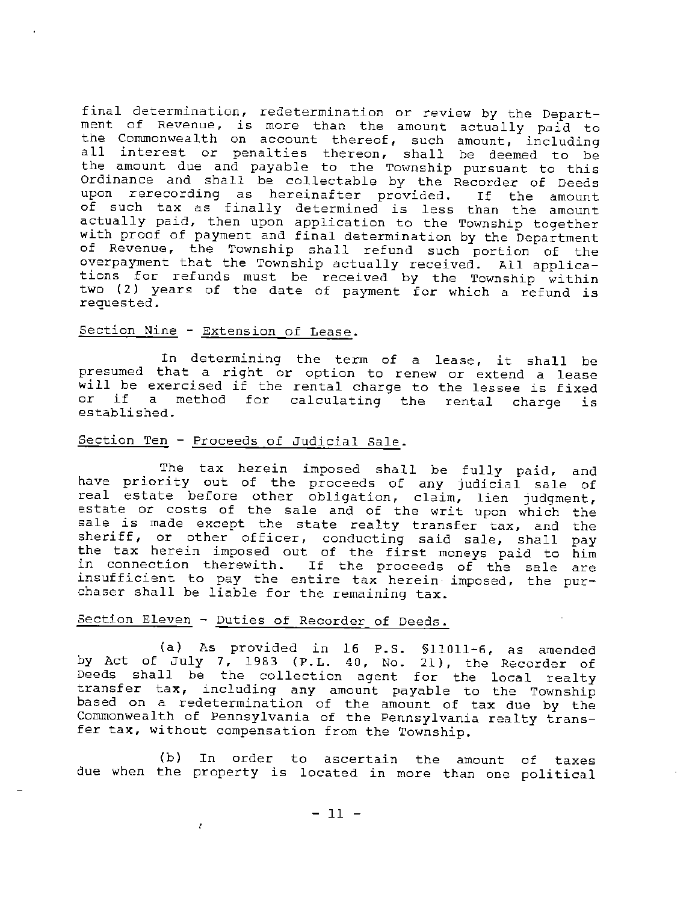final determination, redetermination or review by the Department of Revenue, is more than the amount actually paid to the Commonwealth on account thereof, such amount, including all interest or penalties thereon, shall be deemed to be the amount due and payable to the Township pursuant to this Ordinance and shall be collectable by the Recorder of Deeds upon rerecording as hereinafter provided. If the amount of such tax as finally determined is less than the amount actually paid, then upon application to the Township together with proof of payment and final determination by the Department of Revenue, the Township shall refund such portion of the overpayment that the Township actually received. All applications for refunds must be received by the Township within two (2) years of the date of payment for which a refund is requested.

<u>Section Nine</u> - <u>Extension of Lease</u>.

In determining the term of a lease, it shall be presumed that a right or option to renew or extend a lease will be exercised if the rental charge to the lessee is fixed or if a method for calculating the rental charge is established.

<u>Section Ten</u> - <u>Proceeds of Judicial Sale</u>.

The tax herein imposed shall be fully paid, and have priority out of the proceeds of any judicial sale of real estate before other obligation, claim, lien judgment, estate or costs of the sale and of the writ upon which the sale is made except the state realty transfer tax, and the sheriff, or other officer, conducting said sale, shall pay the tax herein imposed out of the first moneys paid to him in connection therewith. If the proceeds of the sale are insufficient to pay the entire tax herein imposed, the purchaser shall be liable for the remaining tax.

<u>Section Eleven</u> - <u>Duties of Recorder of Deeds</u>.

(a) As provided in 16 P.S. §11011-6, as amended by Act of July 7, 1983 (P.L. 40, No. 21), the Recorder of Deeds shall be the collection agent for the local realty transfer tax, including any amount payable to the Township based on a redetermination of the amount of tax due by the Commonwealth of Pennsylvania of the Pennsylvania realty transfer tax, without compensation from the Township.

(b) In order to ascertain the amount of taxes due when the property is located in more than one political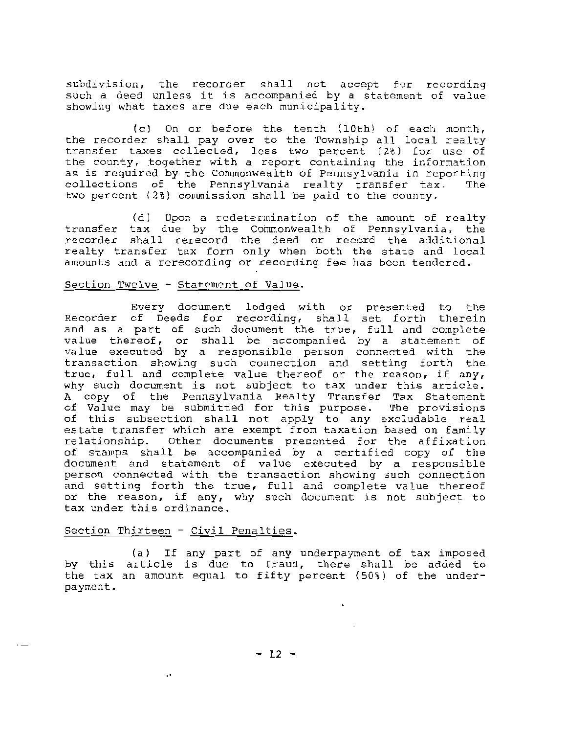subdivision, the recorder shall not accept for recording such a deed unless it is accompanied by a statement of value showing what taxes are due each municipality.

(c) On or before the tenth (10th) of each month, the recorder shall pay over to the Township all local realty transfer taxes collected, less two percent (2%) for use of the county, together with a report containing the information as is required by the Commonwealth of Pennsylvania in reporting collections of the Pennsylvania realty transfer tax. The two percent (2%) commission shall be paid to the county.

(d) Upon a redetermination of the amount of realty transfer tax due by the Commonwealth of Pennsylvania, the recorder shall rerecord the deed or record the additional realty transfer tax form only when both the state and local amounts and a rerecording or recording fee has been tendered.

Section Twelve - Statement of Value.

Every document lodged with or presented to the Recorder of Deeds for recording, shall set forth therein and as a part of such document the true, full and complete value thereof, or shall be accompanied by a statement of value executed by a responsible person connected with the transaction showing such connection and setting forth the true, full and complete value thereof or the reason, if any, why such document is not subject to tax under this article. A copy of the Pennsylvania Realty Transfer Tax Statement of Value may be submitted for this purpose. The provisions of this subsection shall not apply to any excludable real estate transfer which are exempt from taxation based on family relationship. Other documents presented for the affixation of stamps shall be accompanied by a certified copy of the document and statement of value executed by a responsible person connected with the transaction showing such connection and setting forth the true, full and complete value thereof or the reason, if any, why such document is not subject to tax under this ordinance.

Section Thirteen - Civil Penalties.

(a) If any part of any underpayment of tax imposed by this article is due to fraud, there shall be added to the tax an amount equal to fifty percent (50%) of the underpayment.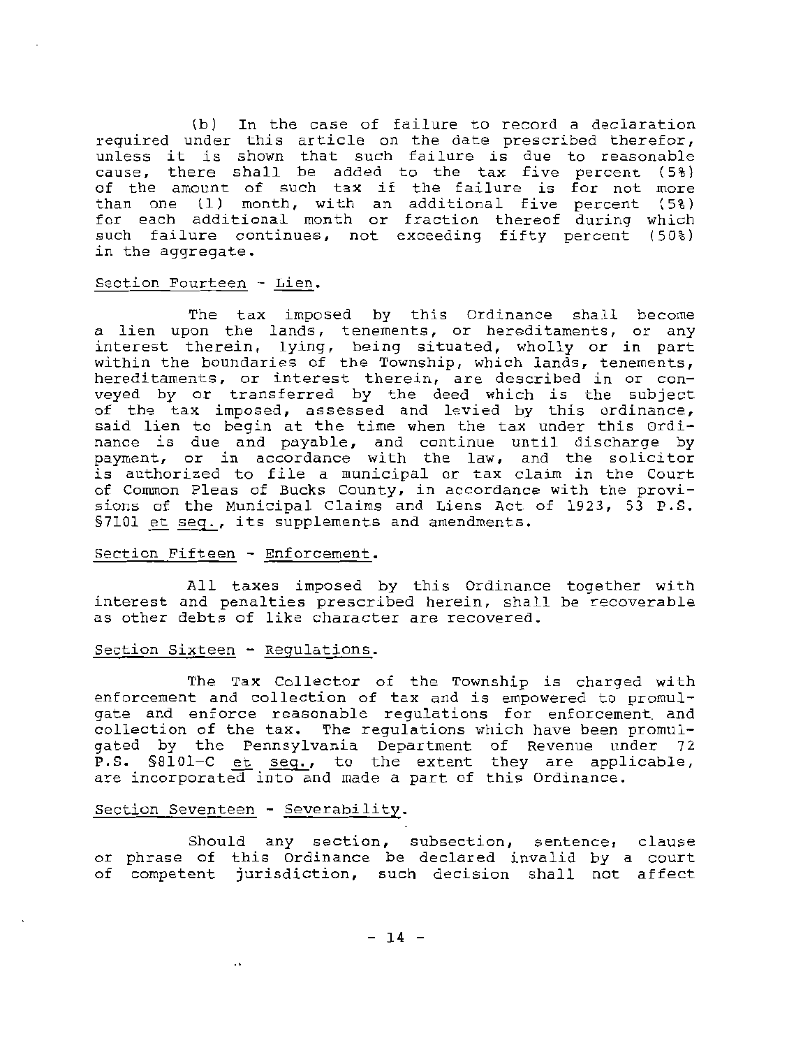(b) In the case of failure to record a declaration required under this article on the date prescribed therefor, unless it is shown that such failure is due to reasonable cause, there shall be added to the tax five percent (5%) of the amount of such tax if the failure is for not more than one (1) month, with an additional five percent (5%) for each additional month or fraction thereof during which such failure continues, not exceeding fifty percent (50%) in the aggregate.

Section Fourteen - Lien.

The tax imposed by this Ordinance shall become a lien upon the lands, tenements, or hereditaments, or any interest therein, lying, being situated, wholly or in part within the boundaries of the Township, which lands, tenements, hereditaments, or interest therein, are described in or conveyed by or transferred by the deed which is the subject of the tax imposed, assessed and levied by this ordinance, said lien to begin at the time when the tax under this Ordinance is due and payable, and continue until discharge by payment, or in accordance with the law, and the solicitor is authorized to file a municipal or tax claim in the Court of Common Pleas of Bucks County, in accordance with the provisions of the Municipal Claims and Liens Act of 1923, 53 P.S. §7101 *et seq.*, its supplements and amendments.

Section Fifteen - Enforcement.

All taxes imposed by this Ordinance together with interest and penalties prescribed herein, shall be recoverable as other debts of like character are recovered.

Section Sixteen - Regulations.

The Tax Collector of the Township is charged with enforcement and collection of tax and is empowered to promulgate and enforce reasonable regulations for enforcement and collection of the tax. The regulations which have been promulgated by the Pennsylvania Department of Revenue under 72 P.S. §8101-C *et seq.*, to the extent they are applicable, are incorporated into and made a part of this Ordinance.

Section Seventeen - Severability.

Should any section, subsection, sentence, clause or phrase of this Ordinance be declared invalid by a court of competent jurisdiction, such decision shall not affect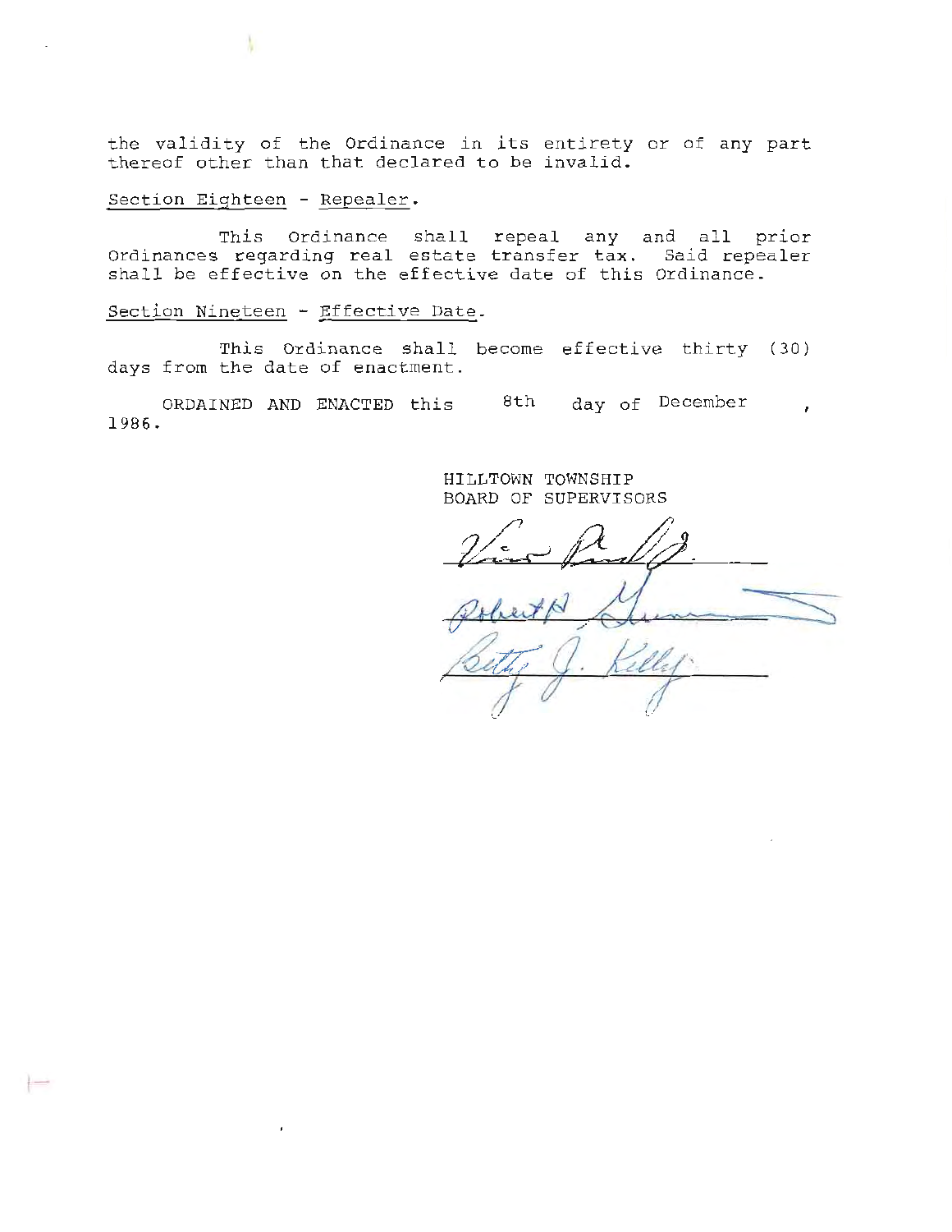the validity of the Ordinance in its entirety or of any part thereof other than that declared to be invalid.

Section Eighteen - Repealer.

This Ordinance shall repeal any and all prior Ordinances regarding real estate transfer tax. Said repealer shall be effective on the effective date of this Ordinance.

Section Nineteen - Effective Date.

This Ordinance shall become effective thirty (30) days from the date of enactment.

ORDAINED AND ENACTED this 8th day of December, 1986.

HILLTOWN TOWNSHIP
BOARD OF SUPERVISORS

Vince Pirelli Jr.

Robert H. Gunn

Betty J. Kelly